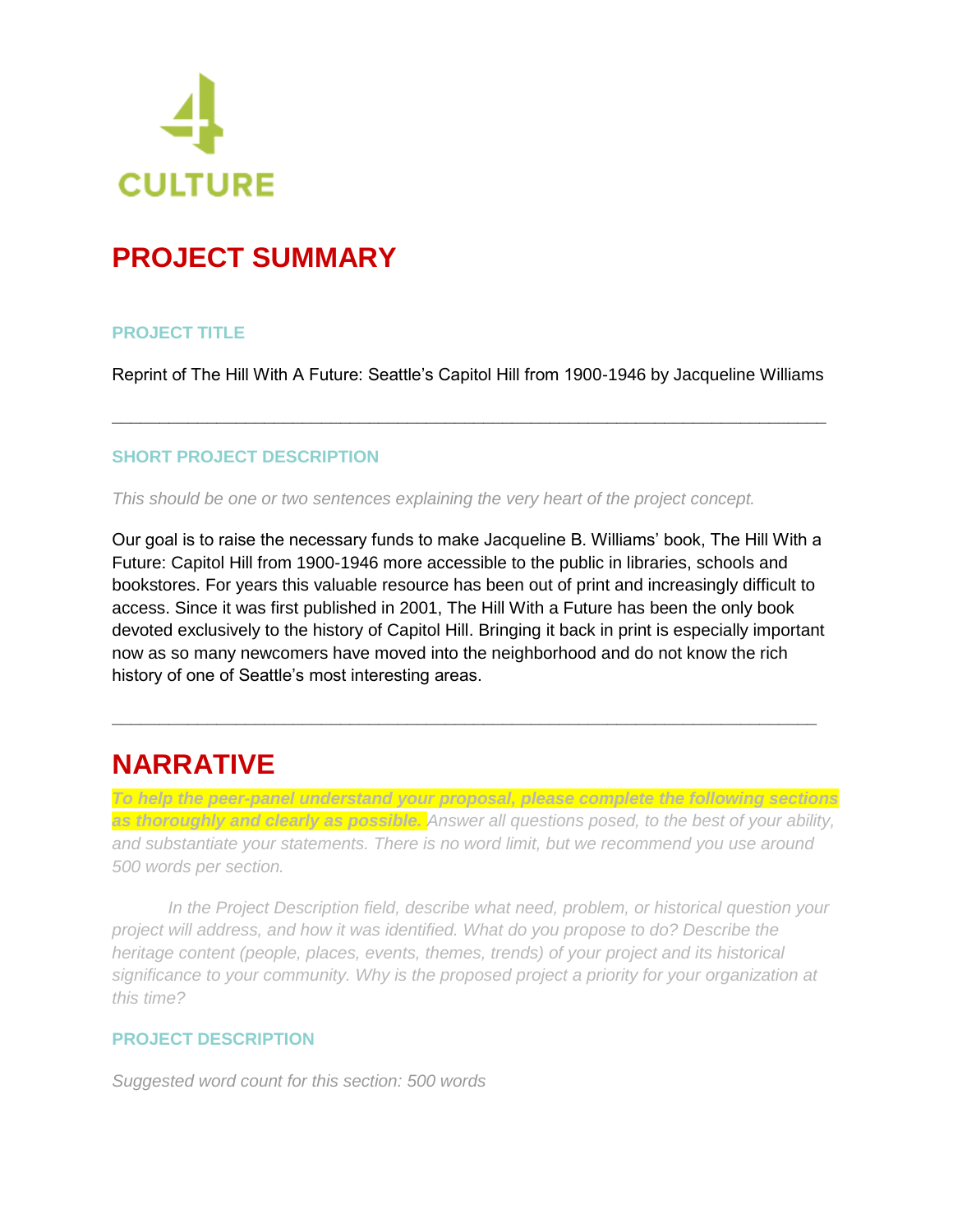4 CULTURE

# PROJECT SUMMARY

### PROJECT TITLE

Reprint of The Hill With A Future: Seattle's Capitol Hill from 1900-1946 by Jacqueline Williams

---

### SHORT PROJECT DESCRIPTION

*This should be one or two sentences explaining the very heart of the project concept.*

Our goal is to raise the necessary funds to make Jacqueline B. Williams' book, The Hill With a Future: Capitol Hill from 1900-1946 more accessible to the public in libraries, schools and bookstores. For years this valuable resource has been out of print and increasingly difficult to access. Since it was first published in 2001, The Hill With a Future has been the only book devoted exclusively to the history of Capitol Hill. Bringing it back in print is especially important now as so many newcomers have moved into the neighborhood and do not know the rich history of one of Seattle's most interesting areas.

---

# NARRATIVE

***To help the peer-panel understand your proposal, please complete the following sections as thoroughly and clearly as possible.*** *Answer all questions posed, to the best of your ability, and substantiate your statements. There is no word limit, but we recommend you use around 500 words per section.*

*In the Project Description field, describe what need, problem, or historical question your project will address, and how it was identified. What do you propose to do? Describe the heritage content (people, places, events, themes, trends) of your project and its historical significance to your community. Why is the proposed project a priority for your organization at this time?*

### PROJECT DESCRIPTION

*Suggested word count for this section: 500 words*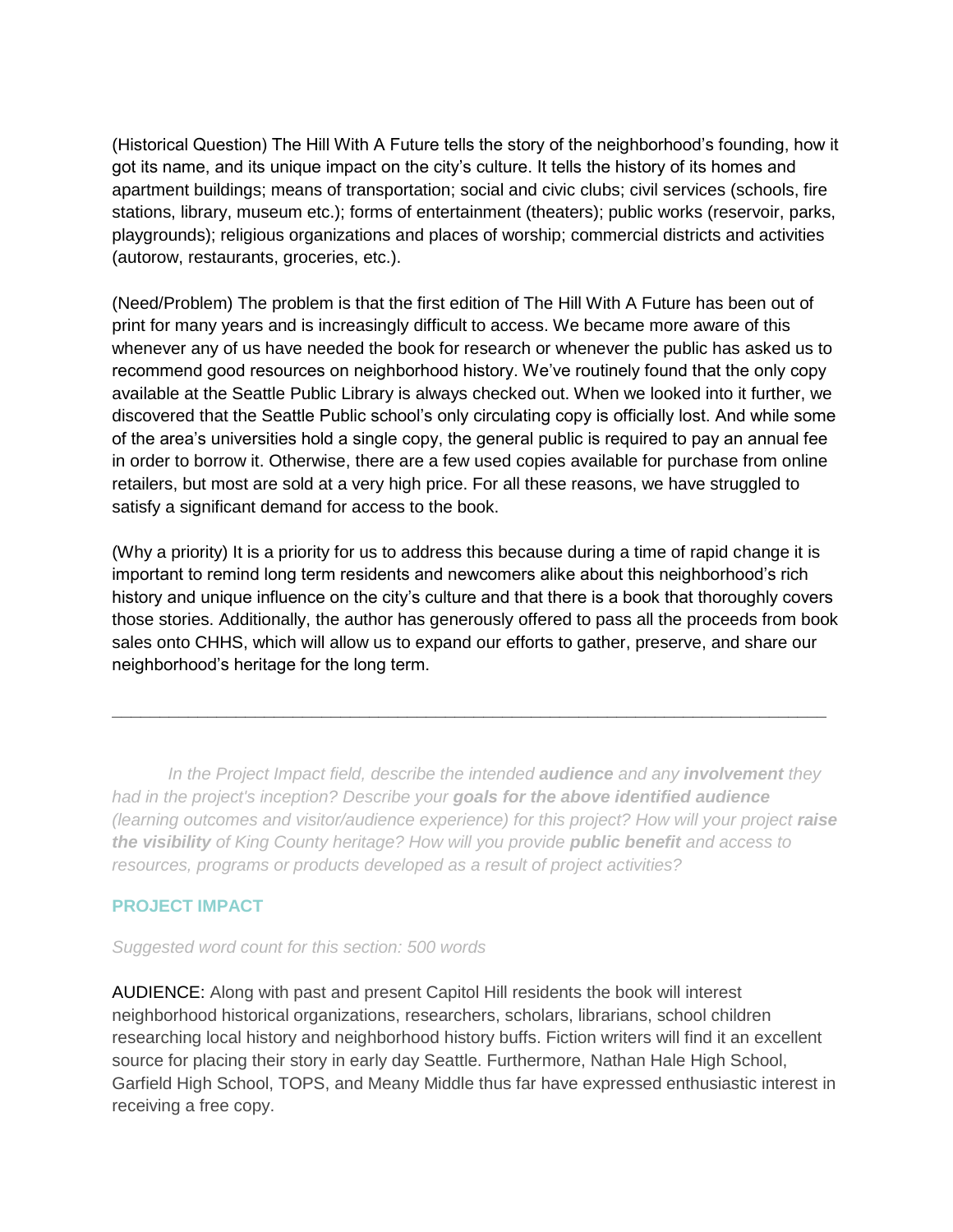(Historical Question) The Hill With A Future tells the story of the neighborhood's founding, how it got its name, and its unique impact on the city's culture. It tells the history of its homes and apartment buildings; means of transportation; social and civic clubs; civil services (schools, fire stations, library, museum etc.); forms of entertainment (theaters); public works (reservoir, parks, playgrounds); religious organizations and places of worship; commercial districts and activities (autorow, restaurants, groceries, etc.).

(Need/Problem) The problem is that the first edition of The Hill With A Future has been out of print for many years and is increasingly difficult to access. We became more aware of this whenever any of us have needed the book for research or whenever the public has asked us to recommend good resources on neighborhood history. We've routinely found that the only copy available at the Seattle Public Library is always checked out. When we looked into it further, we discovered that the Seattle Public school's only circulating copy is officially lost. And while some of the area's universities hold a single copy, the general public is required to pay an annual fee in order to borrow it. Otherwise, there are a few used copies available for purchase from online retailers, but most are sold at a very high price. For all these reasons, we have struggled to satisfy a significant demand for access to the book.

(Why a priority) It is a priority for us to address this because during a time of rapid change it is important to remind long term residents and newcomers alike about this neighborhood's rich history and unique influence on the city's culture and that there is a book that thoroughly covers those stories. Additionally, the author has generously offered to pass all the proceeds from book sales onto CHHS, which will allow us to expand our efforts to gather, preserve, and share our neighborhood's heritage for the long term.

---

*In the Project Impact field, describe the intended **audience** and any **involvement** they had in the project's inception? Describe your **goals for the above identified audience** (learning outcomes and visitor/audience experience) for this project? How will your project **raise the visibility** of King County heritage? How will you provide **public benefit** and access to resources, programs or products developed as a result of project activities?*

## PROJECT IMPACT

*Suggested word count for this section: 500 words*

AUDIENCE: Along with past and present Capitol Hill residents the book will interest neighborhood historical organizations, researchers, scholars, librarians, school children researching local history and neighborhood history buffs. Fiction writers will find it an excellent source for placing their story in early day Seattle. Furthermore, Nathan Hale High School, Garfield High School, TOPS, and Meany Middle thus far have expressed enthusiastic interest in receiving a free copy.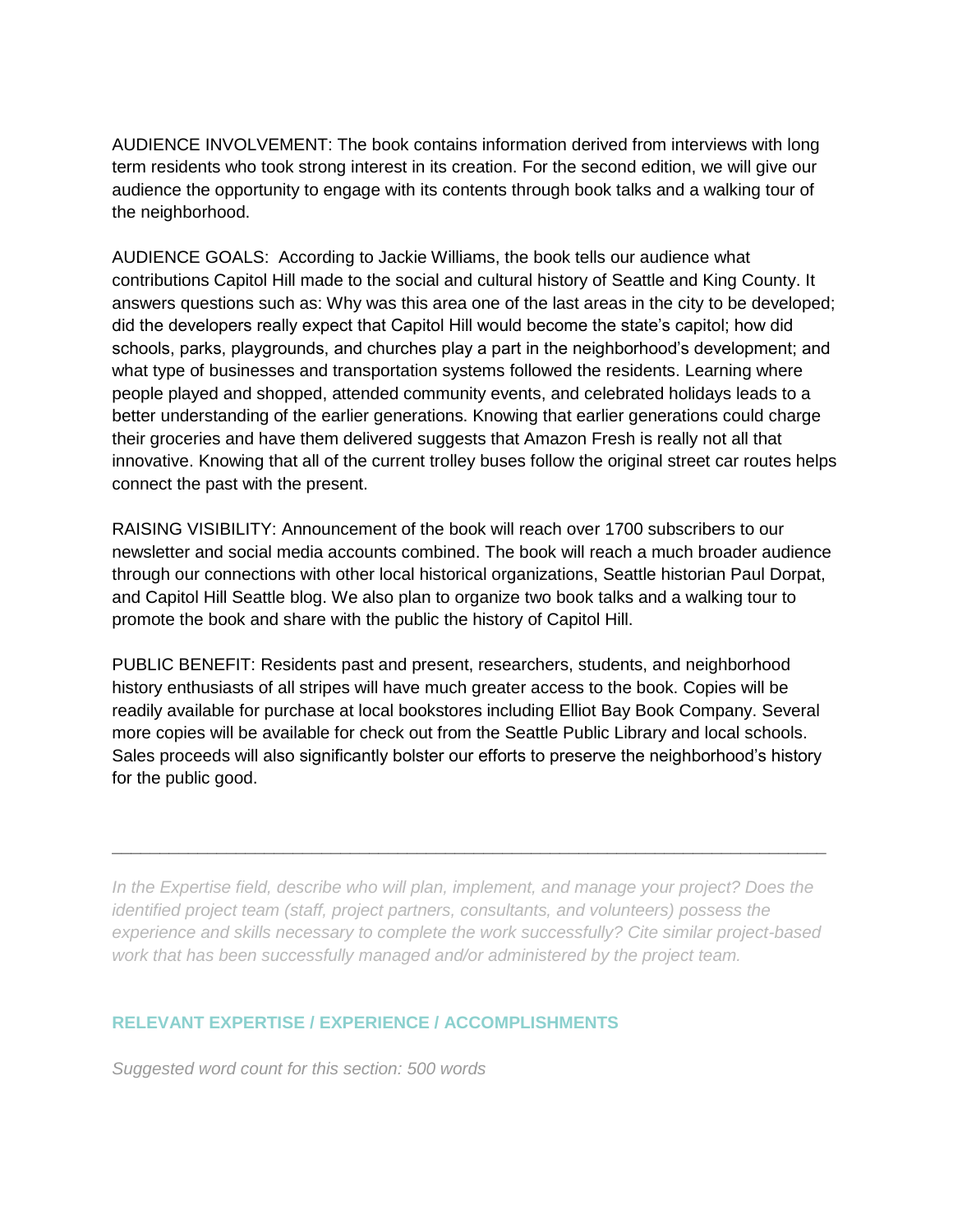AUDIENCE INVOLVEMENT: The book contains information derived from interviews with long term residents who took strong interest in its creation. For the second edition, we will give our audience the opportunity to engage with its contents through book talks and a walking tour of the neighborhood.

AUDIENCE GOALS: According to Jackie Williams, the book tells our audience what contributions Capitol Hill made to the social and cultural history of Seattle and King County. It answers questions such as: Why was this area one of the last areas in the city to be developed; did the developers really expect that Capitol Hill would become the state's capitol; how did schools, parks, playgrounds, and churches play a part in the neighborhood's development; and what type of businesses and transportation systems followed the residents. Learning where people played and shopped, attended community events, and celebrated holidays leads to a better understanding of the earlier generations. Knowing that earlier generations could charge their groceries and have them delivered suggests that Amazon Fresh is really not all that innovative. Knowing that all of the current trolley buses follow the original street car routes helps connect the past with the present.

RAISING VISIBILITY: Announcement of the book will reach over 1700 subscribers to our newsletter and social media accounts combined. The book will reach a much broader audience through our connections with other local historical organizations, Seattle historian Paul Dorpat, and Capitol Hill Seattle blog. We also plan to organize two book talks and a walking tour to promote the book and share with the public the history of Capitol Hill.

PUBLIC BENEFIT: Residents past and present, researchers, students, and neighborhood history enthusiasts of all stripes will have much greater access to the book. Copies will be readily available for purchase at local bookstores including Elliot Bay Book Company. Several more copies will be available for check out from the Seattle Public Library and local schools. Sales proceeds will also significantly bolster our efforts to preserve the neighborhood's history for the public good.

---

*In the Expertise field, describe who will plan, implement, and manage your project? Does the identified project team (staff, project partners, consultants, and volunteers) possess the experience and skills necessary to complete the work successfully? Cite similar project-based work that has been successfully managed and/or administered by the project team.*

## RELEVANT EXPERTISE / EXPERIENCE / ACCOMPLISHMENTS

*Suggested word count for this section: 500 words*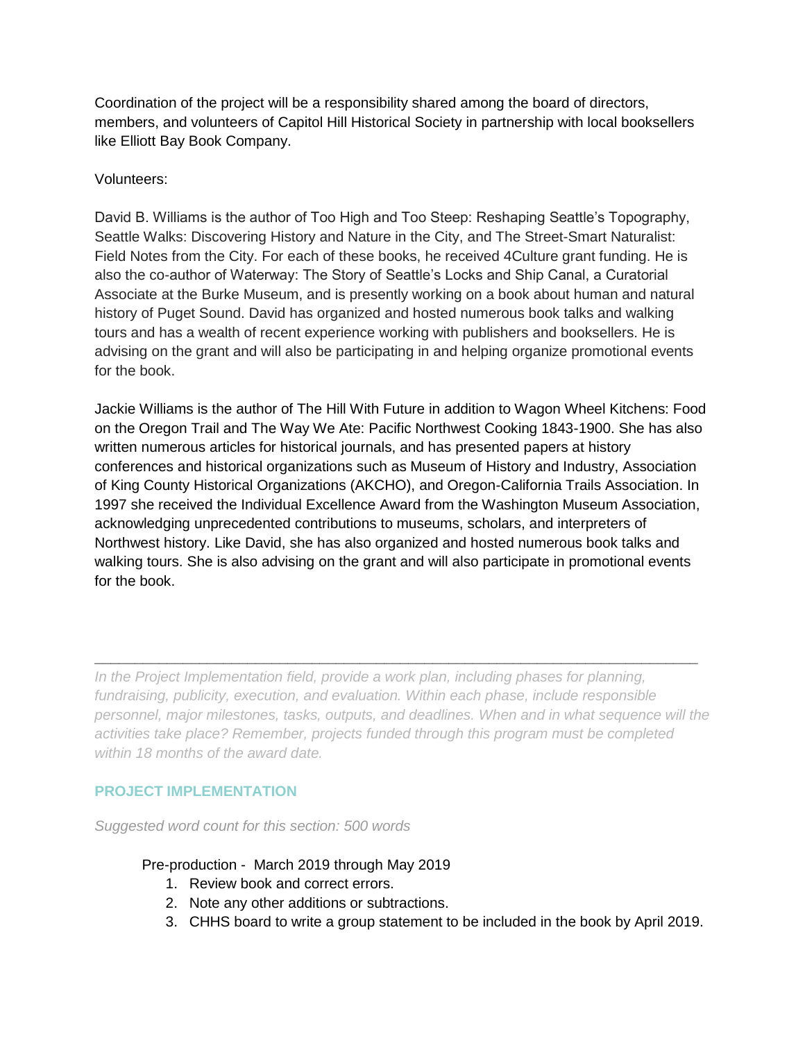Coordination of the project will be a responsibility shared among the board of directors, members, and volunteers of Capitol Hill Historical Society in partnership with local booksellers like Elliott Bay Book Company.

Volunteers:

David B. Williams is the author of Too High and Too Steep: Reshaping Seattle's Topography, Seattle Walks: Discovering History and Nature in the City, and The Street-Smart Naturalist: Field Notes from the City. For each of these books, he received 4Culture grant funding. He is also the co-author of Waterway: The Story of Seattle's Locks and Ship Canal, a Curatorial Associate at the Burke Museum, and is presently working on a book about human and natural history of Puget Sound. David has organized and hosted numerous book talks and walking tours and has a wealth of recent experience working with publishers and booksellers. He is advising on the grant and will also be participating in and helping organize promotional events for the book.

Jackie Williams is the author of The Hill With Future in addition to Wagon Wheel Kitchens: Food on the Oregon Trail and The Way We Ate: Pacific Northwest Cooking 1843-1900. She has also written numerous articles for historical journals, and has presented papers at history conferences and historical organizations such as Museum of History and Industry, Association of King County Historical Organizations (AKCHO), and Oregon-California Trails Association. In 1997 she received the Individual Excellence Award from the Washington Museum Association, acknowledging unprecedented contributions to museums, scholars, and interpreters of Northwest history. Like David, she has also organized and hosted numerous book talks and walking tours. She is also advising on the grant and will also participate in promotional events for the book.

---

*In the Project Implementation field, provide a work plan, including phases for planning, fundraising, publicity, execution, and evaluation. Within each phase, include responsible personnel, major milestones, tasks, outputs, and deadlines. When and in what sequence will the activities take place? Remember, projects funded through this program must be completed within 18 months of the award date.*

## PROJECT IMPLEMENTATION

*Suggested word count for this section: 500 words*

Pre-production - March 2019 through May 2019

1. Review book and correct errors.
2. Note any other additions or subtractions.
3. CHHS board to write a group statement to be included in the book by April 2019.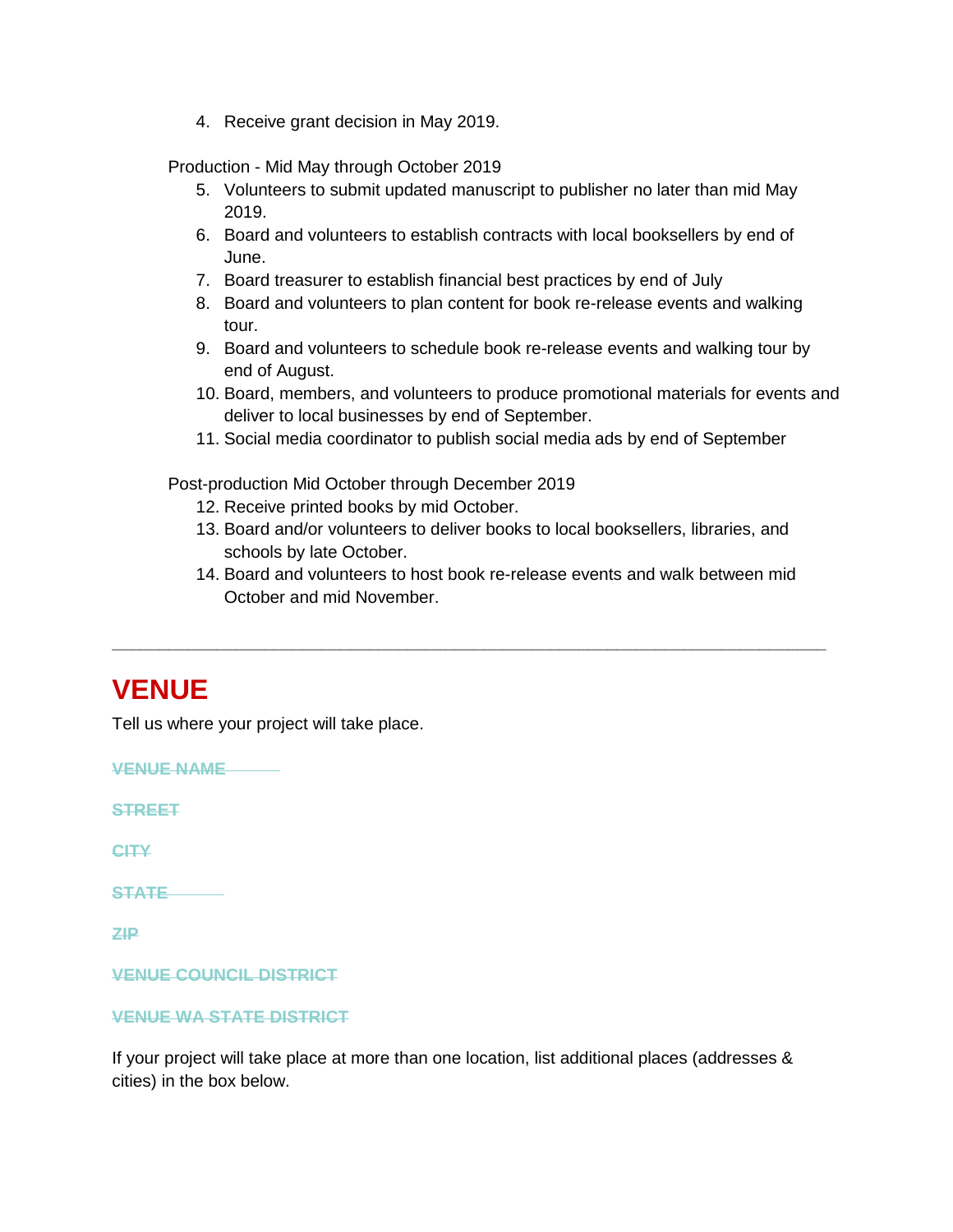4. Receive grant decision in May 2019.

Production - Mid May through October 2019

5. Volunteers to submit updated manuscript to publisher no later than mid May 2019.
6. Board and volunteers to establish contracts with local booksellers by end of June.
7. Board treasurer to establish financial best practices by end of July
8. Board and volunteers to plan content for book re-release events and walking tour.
9. Board and volunteers to schedule book re-release events and walking tour by end of August.
10. Board, members, and volunteers to produce promotional materials for events and deliver to local businesses by end of September.
11. Social media coordinator to publish social media ads by end of September

Post-production Mid October through December 2019

12. Receive printed books by mid October.
13. Board and/or volunteers to deliver books to local booksellers, libraries, and schools by late October.
14. Board and volunteers to host book re-release events and walk between mid October and mid November.

---

# VENUE

Tell us where your project will take place.

~~VENUE NAME~~

~~STREET~~

~~CITY~~

~~STATE~~

~~ZIP~~

~~VENUE COUNCIL DISTRICT~~

~~VENUE WA STATE DISTRICT~~

If your project will take place at more than one location, list additional places (addresses & cities) in the box below.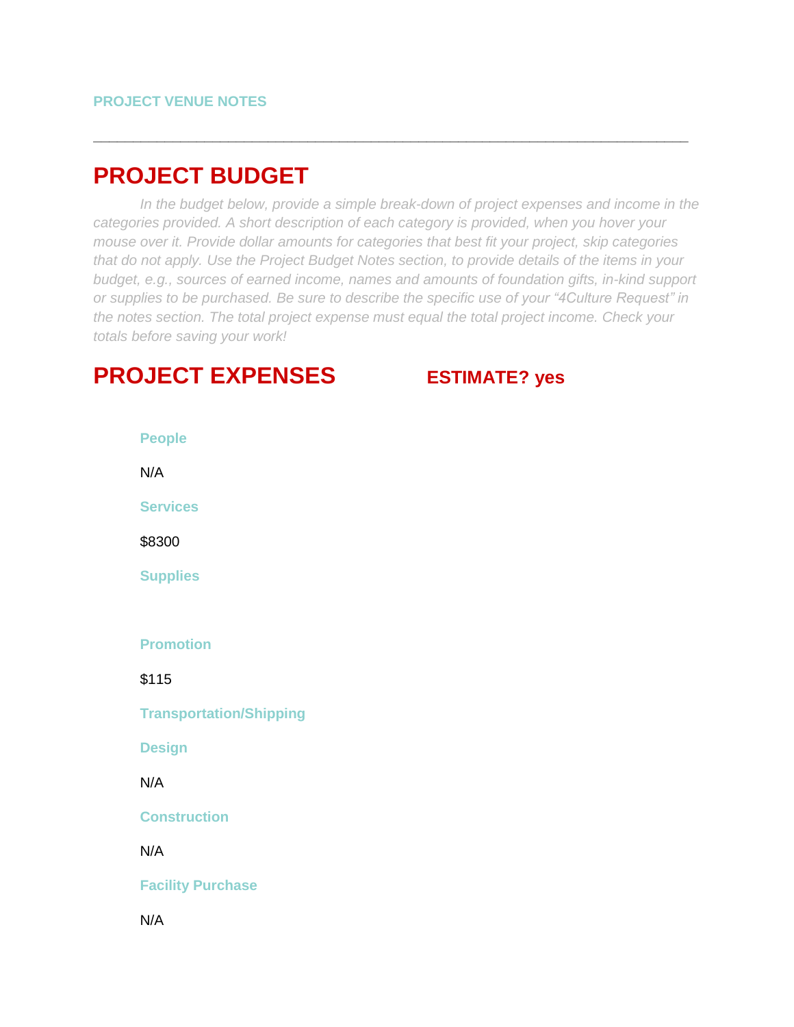### PROJECT VENUE NOTES

---

# PROJECT BUDGET

*In the budget below, provide a simple break-down of project expenses and income in the categories provided. A short description of each category is provided, when you hover your mouse over it. Provide dollar amounts for categories that best fit your project, skip categories that do not apply. Use the Project Budget Notes section, to provide details of the items in your budget, e.g., sources of earned income, names and amounts of foundation gifts, in-kind support or supplies to be purchased. Be sure to describe the specific use of your "4Culture Request" in the notes section. The total project expense must equal the total project income. Check your totals before saving your work!*

# PROJECT EXPENSES

**ESTIMATE? yes**

**People**

N/A

**Services**

$8300

**Supplies**

**Promotion**

$115

**Transportation/Shipping**

**Design**

N/A

**Construction**

N/A

**Facility Purchase**

N/A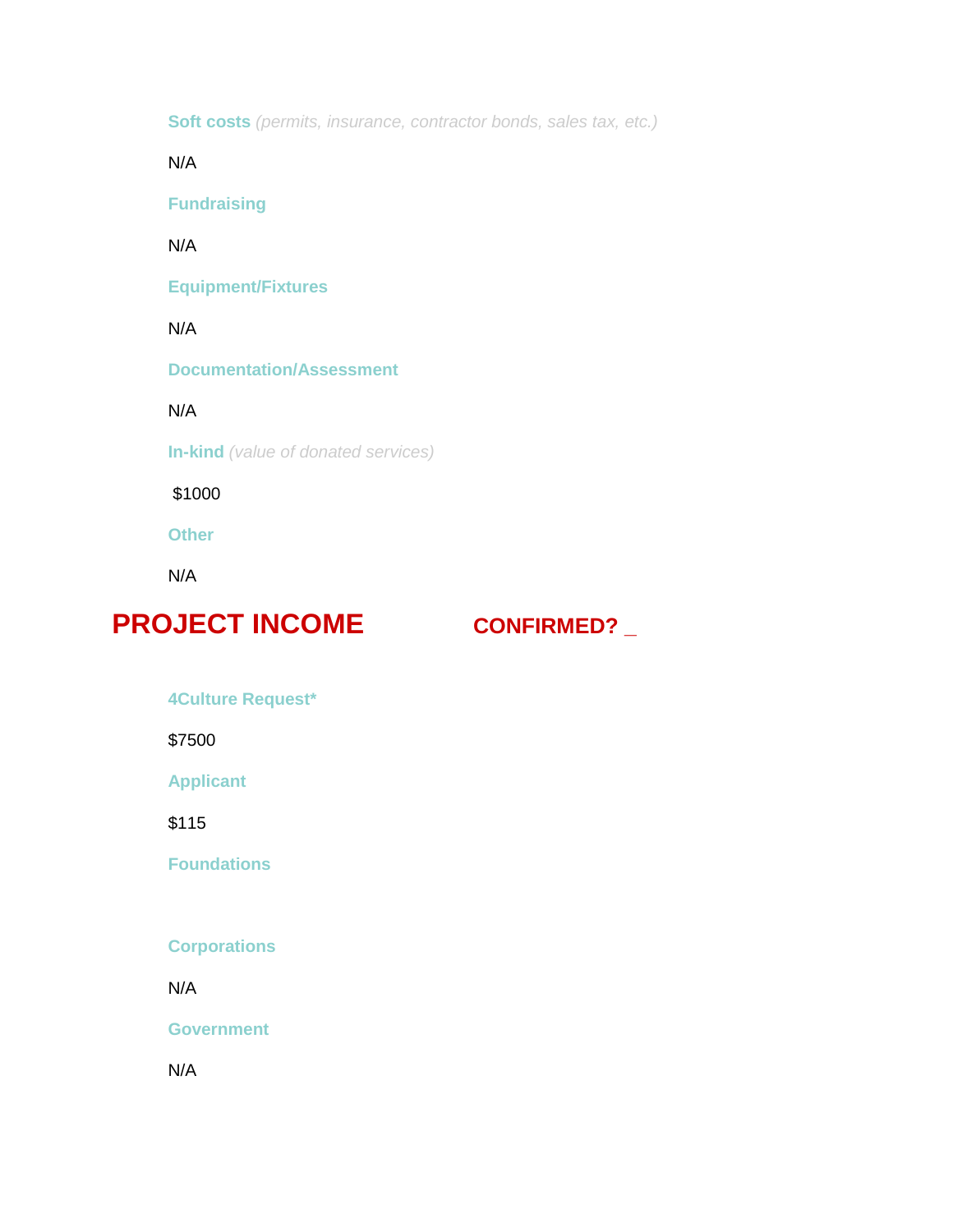**Soft costs** *(permits, insurance, contractor bonds, sales tax, etc.)*

N/A

**Fundraising**

N/A

**Equipment/Fixtures**

N/A

**Documentation/Assessment**

N/A

**In-kind** *(value of donated services)*

$1000

**Other**

N/A

## PROJECT INCOME CONFIRMED? _

**4Culture Request***

$7500

**Applicant**

$115

**Foundations**

**Corporations**

N/A

**Government**

N/A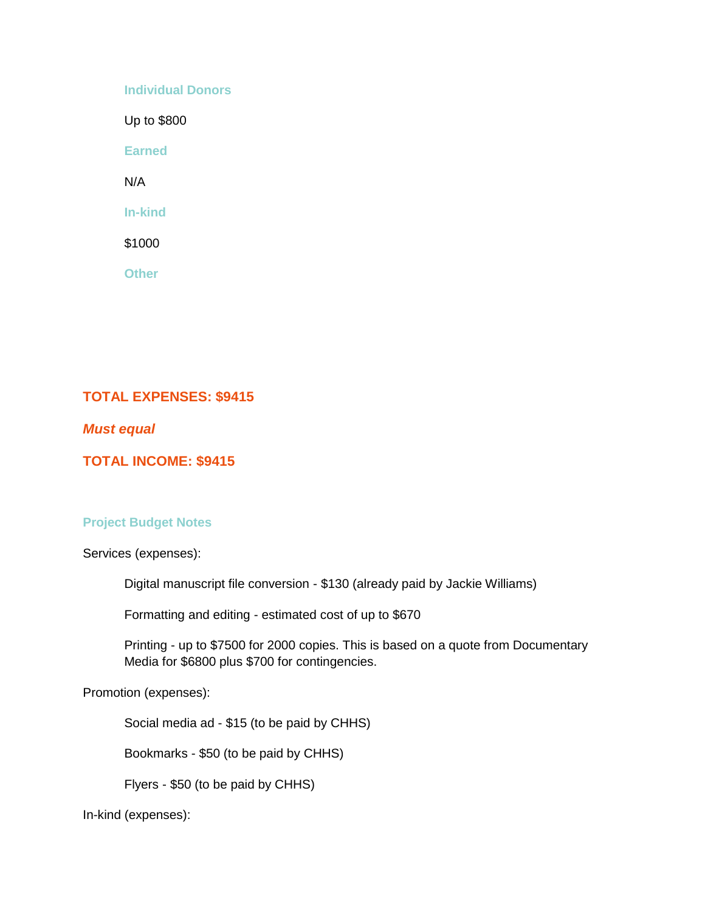### Individual Donors

Up to $800

### Earned

N/A

### In-kind

$1000

### Other

**TOTAL EXPENSES: $9415**

***Must equal***

**TOTAL INCOME: $9415**

### Project Budget Notes

Services (expenses):

- Digital manuscript file conversion - $130 (already paid by Jackie Williams)
- Formatting and editing - estimated cost of up to $670
- Printing - up to $7500 for 2000 copies. This is based on a quote from Documentary Media for $6800 plus $700 for contingencies.

Promotion (expenses):

- Social media ad - $15 (to be paid by CHHS)
- Bookmarks - $50 (to be paid by CHHS)
- Flyers - $50 (to be paid by CHHS)

In-kind (expenses):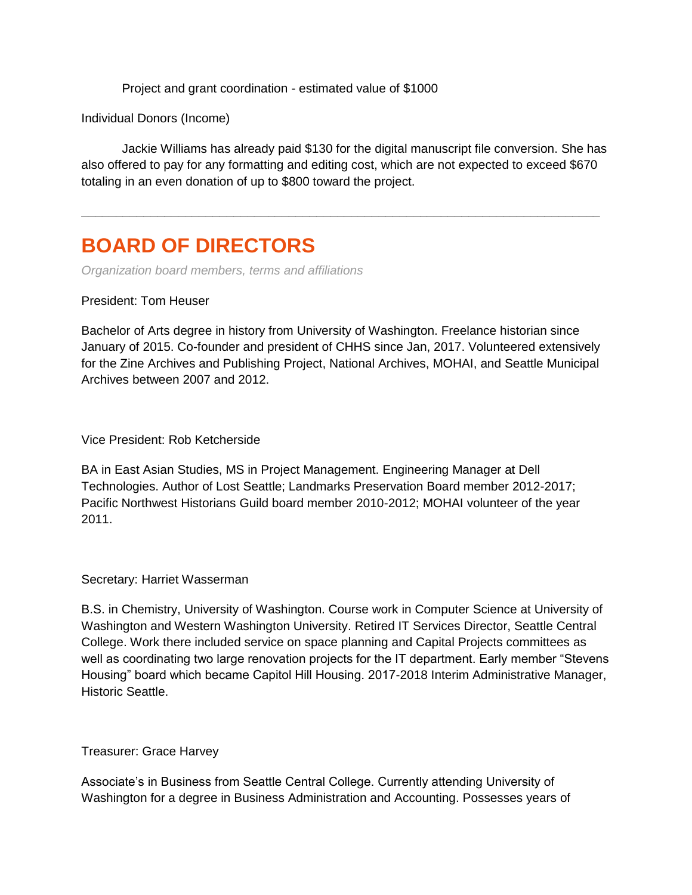Project and grant coordination - estimated value of $1000

Individual Donors (Income)

Jackie Williams has already paid $130 for the digital manuscript file conversion. She has also offered to pay for any formatting and editing cost, which are not expected to exceed $670 totaling in an even donation of up to $800 toward the project.

---

## BOARD OF DIRECTORS

*Organization board members, terms and affiliations*

President: Tom Heuser

Bachelor of Arts degree in history from University of Washington. Freelance historian since January of 2015. Co-founder and president of CHHS since Jan, 2017. Volunteered extensively for the Zine Archives and Publishing Project, National Archives, MOHAI, and Seattle Municipal Archives between 2007 and 2012.

Vice President: Rob Ketcherside

BA in East Asian Studies, MS in Project Management. Engineering Manager at Dell Technologies. Author of Lost Seattle; Landmarks Preservation Board member 2012-2017; Pacific Northwest Historians Guild board member 2010-2012; MOHAI volunteer of the year 2011.

Secretary: Harriet Wasserman

B.S. in Chemistry, University of Washington. Course work in Computer Science at University of Washington and Western Washington University. Retired IT Services Director, Seattle Central College. Work there included service on space planning and Capital Projects committees as well as coordinating two large renovation projects for the IT department. Early member "Stevens Housing" board which became Capitol Hill Housing. 2017-2018 Interim Administrative Manager, Historic Seattle.

Treasurer: Grace Harvey

Associate's in Business from Seattle Central College. Currently attending University of Washington for a degree in Business Administration and Accounting. Possesses years of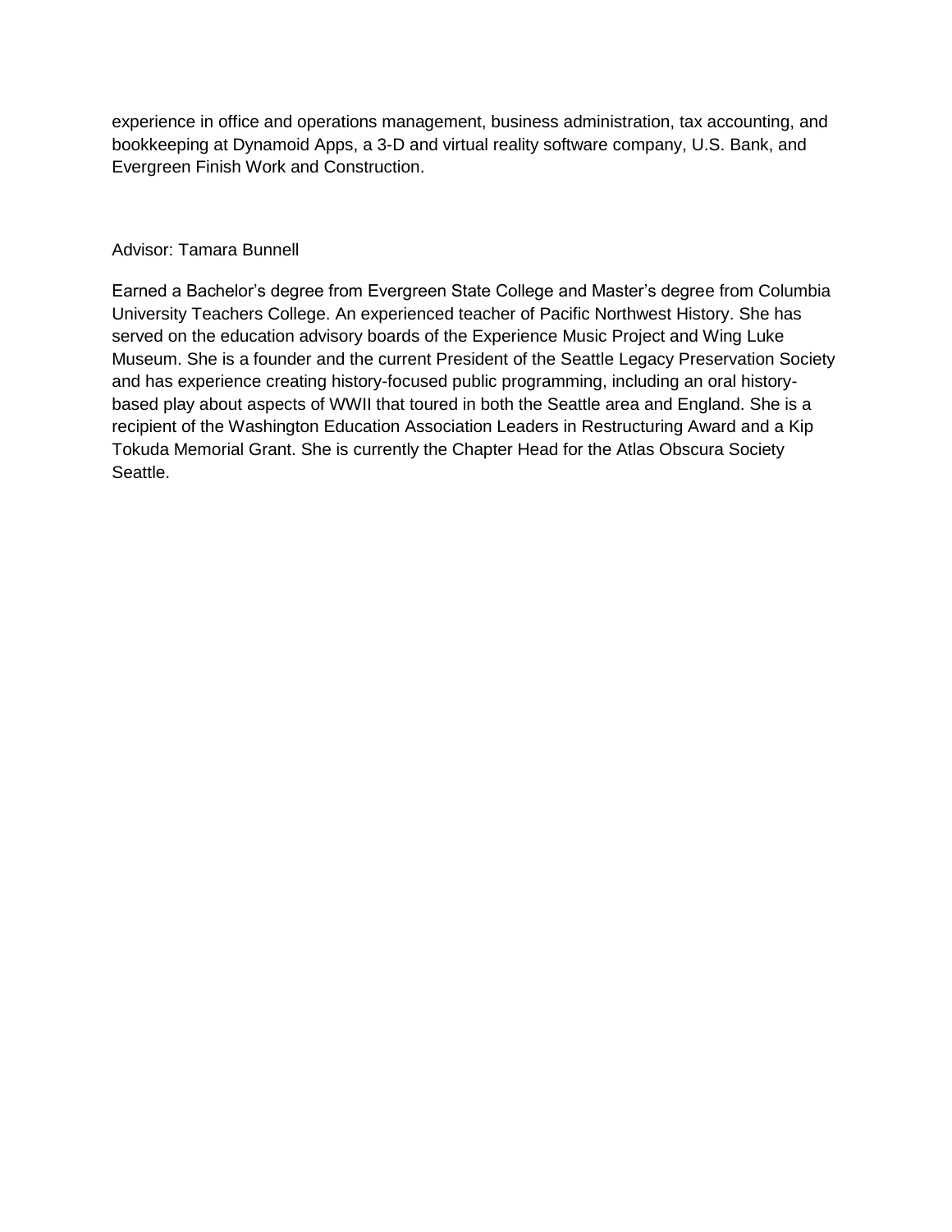experience in office and operations management, business administration, tax accounting, and bookkeeping at Dynamoid Apps, a 3-D and virtual reality software company, U.S. Bank, and Evergreen Finish Work and Construction.

Advisor: Tamara Bunnell

Earned a Bachelor's degree from Evergreen State College and Master's degree from Columbia University Teachers College. An experienced teacher of Pacific Northwest History. She has served on the education advisory boards of the Experience Music Project and Wing Luke Museum. She is a founder and the current President of the Seattle Legacy Preservation Society and has experience creating history-focused public programming, including an oral history-based play about aspects of WWII that toured in both the Seattle area and England. She is a recipient of the Washington Education Association Leaders in Restructuring Award and a Kip Tokuda Memorial Grant. She is currently the Chapter Head for the Atlas Obscura Society Seattle.